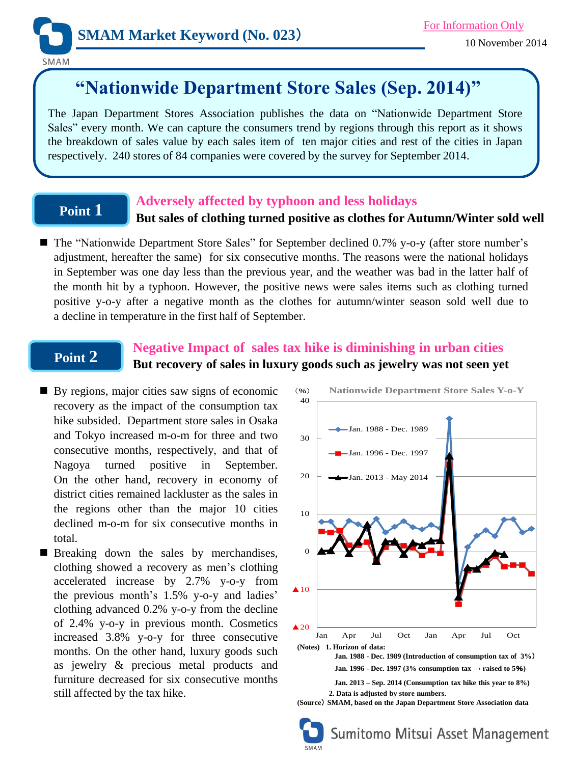SMAM Market Keyword (No. 023)

For Information Only

10 November 2014

# "Nationwide Department Store Sales (Sep. 2014)"

The Japan Department Stores Association publishes the data on "Nationwide Department Store Sales" every month. We can capture the consumers trend by regions through this report as it shows the breakdown of sales value by each sales item of ten major cities and rest of the cities in Japan respectively. 240 stores of 84 companies were covered by the survey for September 2014.

## Point 1

### Adversely affected by typhoon and less holidays

**But sales of clothing turned positive as clothes for Autumn/Winter sold well**

- The "Nationwide Department Store Sales" for September declined 0.7% y-o-y (after store number's adjustment, hereafter the same) for six consecutive months. The reasons were the national holidays in September was one day less than the previous year, and the weather was bad in the latter half of the month hit by a typhoon. However, the positive news were sales items such as clothing turned positive y-o-y after a negative month as the clothes for autumn/winter season sold well due to a decline in temperature in the first half of September.

## Point 2

### Negative Impact of sales tax hike is diminishing in urban cities

**But recovery of sales in luxury goods such as jewelry was not seen yet**

- By regions, major cities saw signs of economic recovery as the impact of the consumption tax hike subsided. Department store sales in Osaka and Tokyo increased m-o-m for three and two consecutive months, respectively, and that of Nagoya turned positive in September. On the other hand, recovery in economy of district cities remained lackluster as the sales in the regions other than the major 10 cities declined m-o-m for six consecutive months in total.
- Breaking down the sales by merchandises, clothing showed a recovery as men's clothing accelerated increase by 2.7% y-o-y from the previous month's 1.5% y-o-y and ladies' clothing advanced 0.2% y-o-y from the decline of 2.4% y-o-y in previous month. Cosmetics increased 3.8% y-o-y for three consecutive months. On the other hand, luxury goods such as jewelry & precious metal products and furniture decreased for six consecutive months still affected by the tax hike.

Nationwide Department Store Sales Y-o-Y

(Notes) 1. Horizon of data:
Jan. 1988 - Dec. 1989 (Introduction of consumption tax of 3%)
Jan. 1996 - Dec. 1997 (3% consumption tax → raised to 5%)
Jan. 2013 – Sep. 2014 (Consumption tax hike this year to 8%)
2. Data is adjusted by store numbers.

(Source) SMAM, based on the Japan Department Store Association data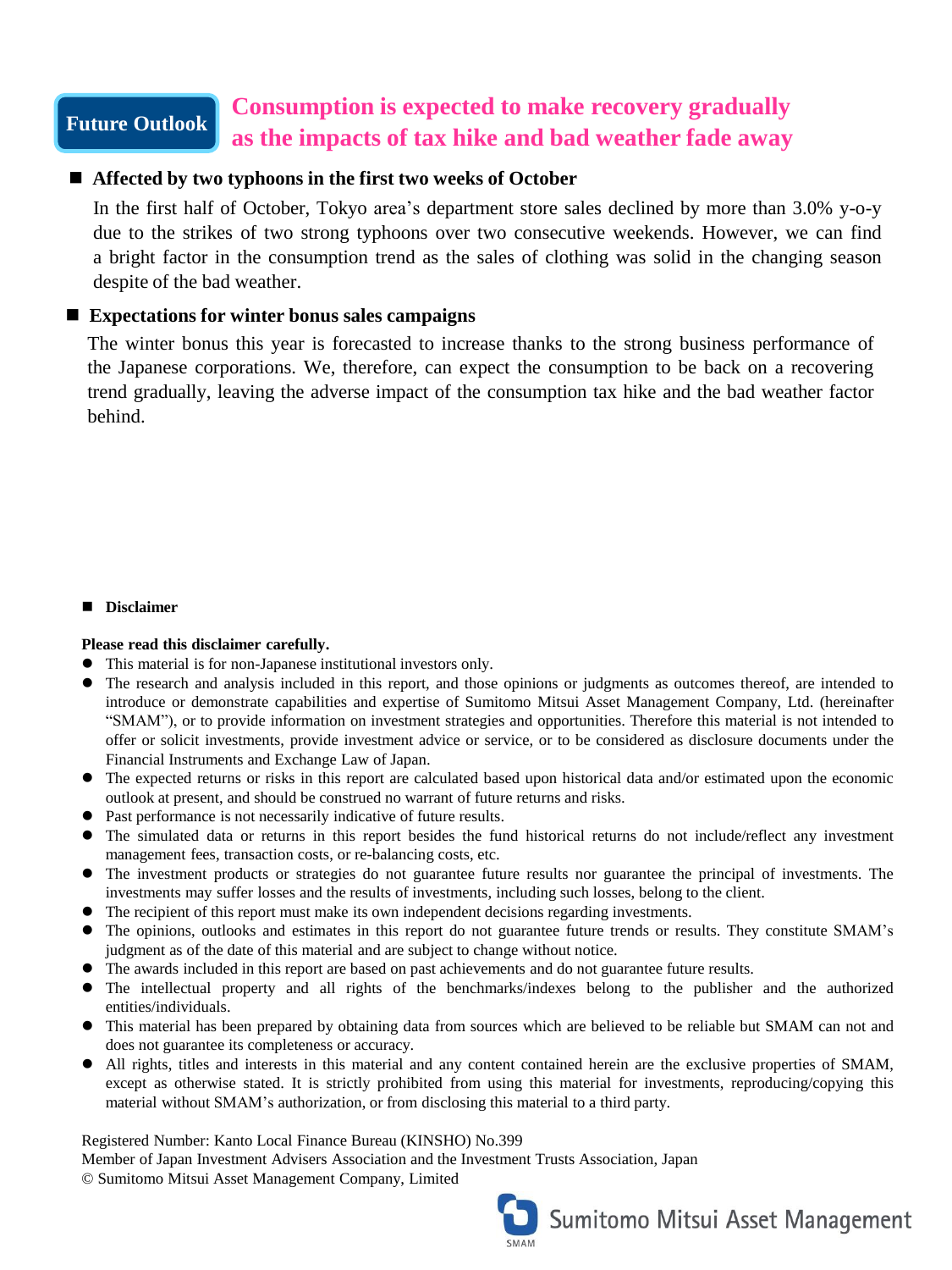## Future Outlook

## Consumption is expected to make recovery gradually as the impacts of tax hike and bad weather fade away

■ **Affected by two typhoons in the first two weeks of October**

In the first half of October, Tokyo area's department store sales declined by more than 3.0% y-o-y due to the strikes of two strong typhoons over two consecutive weekends. However, we can find a bright factor in the consumption trend as the sales of clothing was solid in the changing season despite of the bad weather.

■ **Expectations for winter bonus sales campaigns**

The winter bonus this year is forecasted to increase thanks to the strong business performance of the Japanese corporations. We, therefore, can expect the consumption to be back on a recovering trend gradually, leaving the adverse impact of the consumption tax hike and the bad weather factor behind.

■ **Disclaimer**

**Please read this disclaimer carefully.**

- This material is for non-Japanese institutional investors only.
- The research and analysis included in this report, and those opinions or judgments as outcomes thereof, are intended to introduce or demonstrate capabilities and expertise of Sumitomo Mitsui Asset Management Company, Ltd. (hereinafter "SMAM"), or to provide information on investment strategies and opportunities. Therefore this material is not intended to offer or solicit investments, provide investment advice or service, or to be considered as disclosure documents under the Financial Instruments and Exchange Law of Japan.
- The expected returns or risks in this report are calculated based upon historical data and/or estimated upon the economic outlook at present, and should be construed no warrant of future returns and risks.
- Past performance is not necessarily indicative of future results.
- The simulated data or returns in this report besides the fund historical returns do not include/reflect any investment management fees, transaction costs, or re-balancing costs, etc.
- The investment products or strategies do not guarantee future results nor guarantee the principal of investments. The investments may suffer losses and the results of investments, including such losses, belong to the client.
- The recipient of this report must make its own independent decisions regarding investments.
- The opinions, outlooks and estimates in this report do not guarantee future trends or results. They constitute SMAM's judgment as of the date of this material and are subject to change without notice.
- The awards included in this report are based on past achievements and do not guarantee future results.
- The intellectual property and all rights of the benchmarks/indexes belong to the publisher and the authorized entities/individuals.
- This material has been prepared by obtaining data from sources which are believed to be reliable but SMAM can not and does not guarantee its completeness or accuracy.
- All rights, titles and interests in this material and any content contained herein are the exclusive properties of SMAM, except as otherwise stated. It is strictly prohibited from using this material for investments, reproducing/copying this material without SMAM's authorization, or from disclosing this material to a third party.

Registered Number: Kanto Local Finance Bureau (KINSHO) No.399
Member of Japan Investment Advisers Association and the Investment Trusts Association, Japan
© Sumitomo Mitsui Asset Management Company, Limited

SMAM Sumitomo Mitsui Asset Management